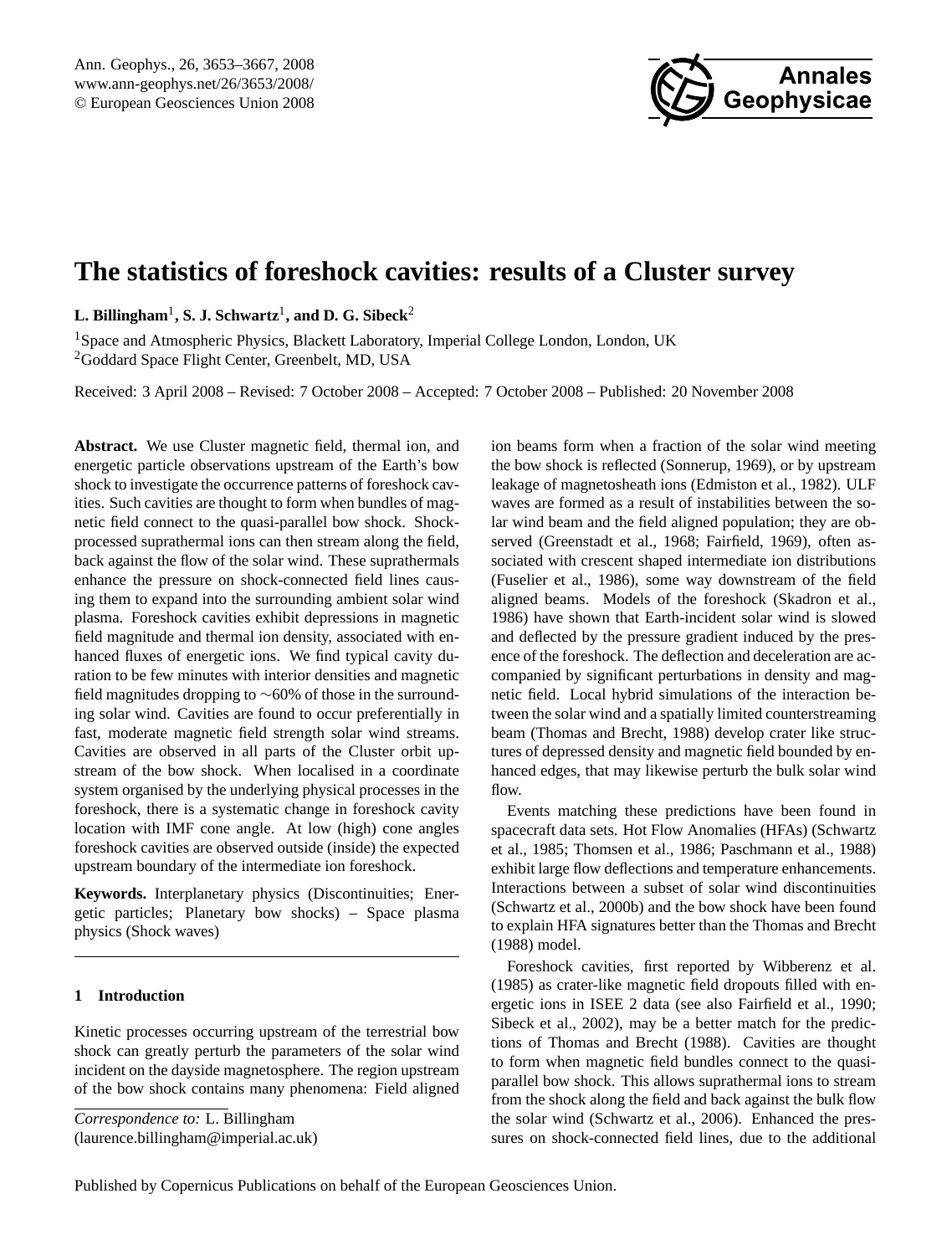# The statistics of foreshock cavities: results of a Cluster survey

**L. Billingham**[1], **S. J. Schwartz**[1], **and D. G. Sibeck**[2]

[1]Space and Atmospheric Physics, Blackett Laboratory, Imperial College London, London, UK
[2]Goddard Space Flight Center, Greenbelt, MD, USA

Received: 3 April 2008 – Revised: 7 October 2008 – Accepted: 7 October 2008 – Published: 20 November 2008

**Abstract.** We use Cluster magnetic field, thermal ion, and energetic particle observations upstream of the Earth's bow shock to investigate the occurrence patterns of foreshock cavities. Such cavities are thought to form when bundles of magnetic field connect to the quasi-parallel bow shock. Shock-processed suprathermal ions can then stream along the field, back against the flow of the solar wind. These suprathermals enhance the pressure on shock-connected field lines causing them to expand into the surrounding ambient solar wind plasma. Foreshock cavities exhibit depressions in magnetic field magnitude and thermal ion density, associated with enhanced fluxes of energetic ions. We find typical cavity duration to be few minutes with interior densities and magnetic field magnitudes dropping to ~60% of those in the surrounding solar wind. Cavities are found to occur preferentially in fast, moderate magnetic field strength solar wind streams. Cavities are observed in all parts of the Cluster orbit upstream of the bow shock. When localised in a coordinate system organised by the underlying physical processes in the foreshock, there is a systematic change in foreshock cavity location with IMF cone angle. At low (high) cone angles foreshock cavities are observed outside (inside) the expected upstream boundary of the intermediate ion foreshock.

**Keywords.** Interplanetary physics (Discontinuities; Energetic particles; Planetary bow shocks) – Space plasma physics (Shock waves)

## 1 Introduction

Kinetic processes occurring upstream of the terrestrial bow shock can greatly perturb the parameters of the solar wind incident on the dayside magnetosphere. The region upstream of the bow shock contains many phenomena: Field aligned ion beams form when a fraction of the solar wind meeting the bow shock is reflected (Sonnerup, 1969), or by upstream leakage of magnetosheath ions (Edmiston et al., 1982). ULF waves are formed as a result of instabilities between the solar wind beam and the field aligned population; they are observed (Greenstadt et al., 1968; Fairfield, 1969), often associated with crescent shaped intermediate ion distributions (Fuselier et al., 1986), some way downstream of the field aligned beams. Models of the foreshock (Skadron et al., 1986) have shown that Earth-incident solar wind is slowed and deflected by the pressure gradient induced by the presence of the foreshock. The deflection and deceleration are accompanied by significant perturbations in density and magnetic field. Local hybrid simulations of the interaction between the solar wind and a spatially limited counterstreaming beam (Thomas and Brecht, 1988) develop crater like structures of depressed density and magnetic field bounded by enhanced edges, that may likewise perturb the bulk solar wind flow.

Events matching these predictions have been found in spacecraft data sets. Hot Flow Anomalies (HFAs) (Schwartz et al., 1985; Thomsen et al., 1986; Paschmann et al., 1988) exhibit large flow deflections and temperature enhancements. Interactions between a subset of solar wind discontinuities (Schwartz et al., 2000b) and the bow shock have been found to explain HFA signatures better than the Thomas and Brecht (1988) model.

Foreshock cavities, first reported by Wibberenz et al. (1985) as crater-like magnetic field dropouts filled with energetic ions in ISEE 2 data (see also Fairfield et al., 1990; Sibeck et al., 2002), may be a better match for the predictions of Thomas and Brecht (1988). Cavities are thought to form when magnetic field bundles connect to the quasi-parallel bow shock. This allows suprathermal ions to stream from the shock along the field and back against the bulk flow the solar wind (Schwartz et al., 2006). Enhanced the pressures on shock-connected field lines, due to the additional

*Correspondence to:* L. Billingham
(laurence.billingham@imperial.ac.uk)

Published by Copernicus Publications on behalf of the European Geosciences Union.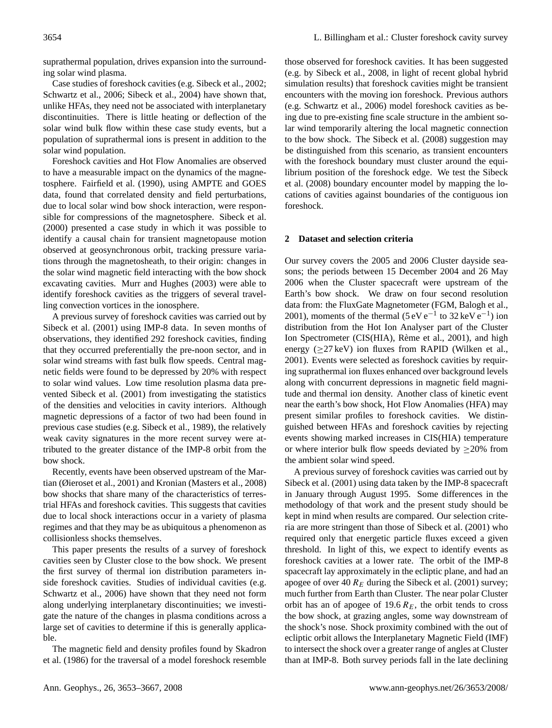suprathermal population, drives expansion into the surrounding solar wind plasma.

Case studies of foreshock cavities (e.g. Sibeck et al., 2002; Schwartz et al., 2006; Sibeck et al., 2004) have shown that, unlike HFAs, they need not be associated with interplanetary discontinuities. There is little heating or deflection of the solar wind bulk flow within these case study events, but a population of suprathermal ions is present in addition to the solar wind population.

Foreshock cavities and Hot Flow Anomalies are observed to have a measurable impact on the dynamics of the magnetosphere. Fairfield et al. (1990), using AMPTE and GOES data, found that correlated density and field perturbations, due to local solar wind bow shock interaction, were responsible for compressions of the magnetosphere. Sibeck et al. (2000) presented a case study in which it was possible to identify a causal chain for transient magnetopause motion observed at geosynchronous orbit, tracking pressure variations through the magnetosheath, to their origin: changes in the solar wind magnetic field interacting with the bow shock excavating cavities. Murr and Hughes (2003) were able to identify foreshock cavities as the triggers of several travelling convection vortices in the ionosphere.

A previous survey of foreshock cavities was carried out by Sibeck et al. (2001) using IMP-8 data. In seven months of observations, they identified 292 foreshock cavities, finding that they occurred preferentially the pre-noon sector, and in solar wind streams with fast bulk flow speeds. Central magnetic fields were found to be depressed by 20% with respect to solar wind values. Low time resolution plasma data prevented Sibeck et al. (2001) from investigating the statistics of the densities and velocities in cavity interiors. Although magnetic depressions of a factor of two had been found in previous case studies (e.g. Sibeck et al., 1989), the relatively weak cavity signatures in the more recent survey were attributed to the greater distance of the IMP-8 orbit from the bow shock.

Recently, events have been observed upstream of the Martian (Øieroset et al., 2001) and Kronian (Masters et al., 2008) bow shocks that share many of the characteristics of terrestrial HFAs and foreshock cavities. This suggests that cavities due to local shock interactions occur in a variety of plasma regimes and that they may be as ubiquitous a phenomenon as collisionless shocks themselves.

This paper presents the results of a survey of foreshock cavities seen by Cluster close to the bow shock. We present the first survey of thermal ion distribution parameters inside foreshock cavities. Studies of individual cavities (e.g. Schwartz et al., 2006) have shown that they need not form along underlying interplanetary discontinuities; we investigate the nature of the changes in plasma conditions across a large set of cavities to determine if this is generally applicable.

The magnetic field and density profiles found by Skadron et al. (1986) for the traversal of a model foreshock resemble those observed for foreshock cavities. It has been suggested (e.g. by Sibeck et al., 2008, in light of recent global hybrid simulation results) that foreshock cavities might be transient encounters with the moving ion foreshock. Previous authors (e.g. Schwartz et al., 2006) model foreshock cavities as being due to pre-existing fine scale structure in the ambient solar wind temporarily altering the local magnetic connection to the bow shock. The Sibeck et al. (2008) suggestion may be distinguished from this scenario, as transient encounters with the foreshock boundary must cluster around the equilibrium position of the foreshock edge. We test the Sibeck et al. (2008) boundary encounter model by mapping the locations of cavities against boundaries of the contiguous ion foreshock.

## 2 Dataset and selection criteria

Our survey covers the 2005 and 2006 Cluster dayside seasons; the periods between 15 December 2004 and 26 May 2006 when the Cluster spacecraft were upstream of the Earth's bow shock. We draw on four second resolution data from: the FluxGate Magnetometer (FGM, Balogh et al., 2001), moments of the thermal ($5\,\mathrm{eV\,e^{-1}}$ to $32\,\mathrm{keV\,e^{-1}}$) ion distribution from the Hot Ion Analyser part of the Cluster Ion Spectrometer (CIS(HIA), Rème et al., 2001), and high energy ($\geq 27\,\mathrm{keV}$) ion fluxes from RAPID (Wilken et al., 2001). Events were selected as foreshock cavities by requiring suprathermal ion fluxes enhanced over background levels along with concurrent depressions in magnetic field magnitude and thermal ion density. Another class of kinetic event near the earth's bow shock, Hot Flow Anomalies (HFA) may present similar profiles to foreshock cavities. We distinguished between HFAs and foreshock cavities by rejecting events showing marked increases in CIS(HIA) temperature or where interior bulk flow speeds deviated by $\geq 20\%$ from the ambient solar wind speed.

A previous survey of foreshock cavities was carried out by Sibeck et al. (2001) using data taken by the IMP-8 spacecraft in January through August 1995. Some differences in the methodology of that work and the present study should be kept in mind when results are compared. Our selection criteria are more stringent than those of Sibeck et al. (2001) who required only that energetic particle fluxes exceed a given threshold. In light of this, we expect to identify events as foreshock cavities at a lower rate. The orbit of the IMP-8 spacecraft lay approximately in the ecliptic plane, and had an apogee of over 40 $R_E$ during the Sibeck et al. (2001) survey; much further from Earth than Cluster. The near polar Cluster orbit has an of apogee of 19.6 $R_E$, the orbit tends to cross the bow shock, at grazing angles, some way downstream of the shock's nose. Shock proximity combined with the out of ecliptic orbit allows the Interplanetary Magnetic Field (IMF) to intersect the shock over a greater range of angles at Cluster than at IMP-8. Both survey periods fall in the late declining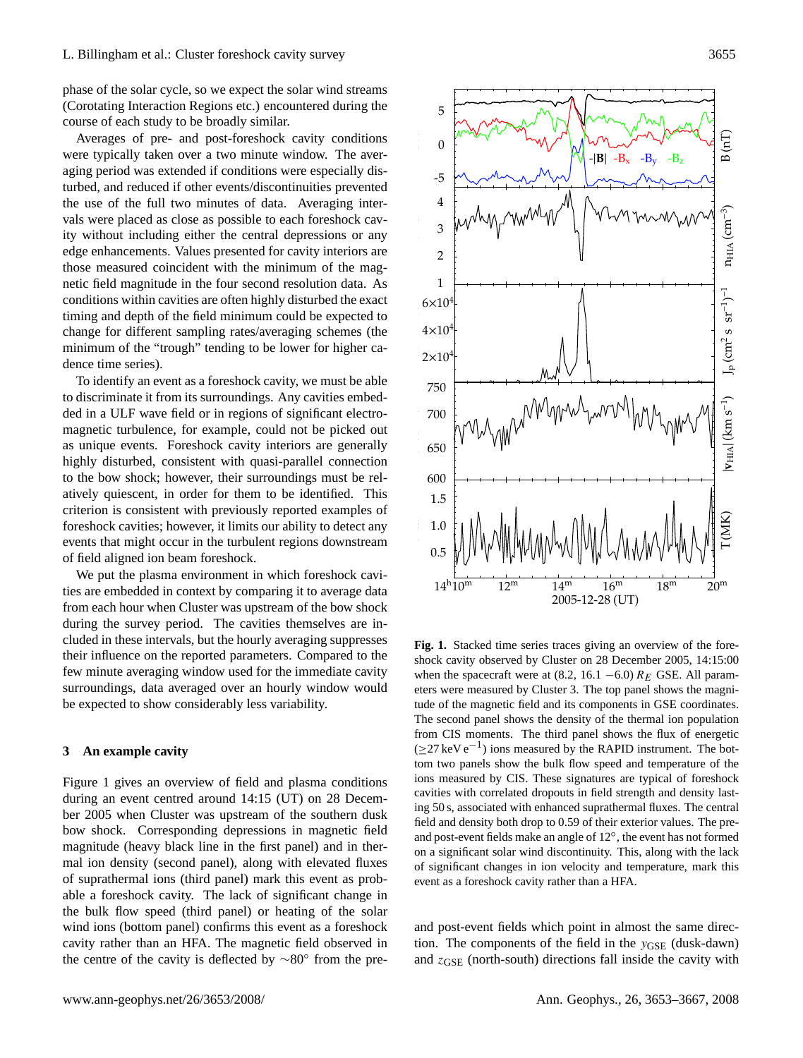phase of the solar cycle, so we expect the solar wind streams (Corotating Interaction Regions etc.) encountered during the course of each study to be broadly similar.

Averages of pre- and post-foreshock cavity conditions were typically taken over a two minute window. The averaging period was extended if conditions were especially disturbed, and reduced if other events/discontinuities prevented the use of the full two minutes of data. Averaging intervals were placed as close as possible to each foreshock cavity without including either the central depressions or any edge enhancements. Values presented for cavity interiors are those measured coincident with the minimum of the magnetic field magnitude in the four second resolution data. As conditions within cavities are often highly disturbed the exact timing and depth of the field minimum could be expected to change for different sampling rates/averaging schemes (the minimum of the "trough" tending to be lower for higher cadence time series).

To identify an event as a foreshock cavity, we must be able to discriminate it from its surroundings. Any cavities embedded in a ULF wave field or in regions of significant electromagnetic turbulence, for example, could not be picked out as unique events. Foreshock cavity interiors are generally highly disturbed, consistent with quasi-parallel connection to the bow shock; however, their surroundings must be relatively quiescent, in order for them to be identified. This criterion is consistent with previously reported examples of foreshock cavities; however, it limits our ability to detect any events that might occur in the turbulent regions downstream of field aligned ion beam foreshock.

We put the plasma environment in which foreshock cavities are embedded in context by comparing it to average data from each hour when Cluster was upstream of the bow shock during the survey period. The cavities themselves are included in these intervals, but the hourly averaging suppresses their influence on the reported parameters. Compared to the few minute averaging window used for the immediate cavity surroundings, data averaged over an hourly window would be expected to show considerably less variability.

## 3 An example cavity

Figure 1 gives an overview of field and plasma conditions during an event centred around 14:15 (UT) on 28 December 2005 when Cluster was upstream of the southern dusk bow shock. Corresponding depressions in magnetic field magnitude (heavy black line in the first panel) and in thermal ion density (second panel), along with elevated fluxes of suprathermal ions (third panel) mark this event as probable a foreshock cavity. The lack of significant change in the bulk flow speed (third panel) or heating of the solar wind ions (bottom panel) confirms this event as a foreshock cavity rather than an HFA. The magnetic field observed in the centre of the cavity is deflected by $\sim 80^\circ$ from the pre- and post-event fields which point in almost the same direction. The components of the field in the $y_{\mathrm{GSE}}$ (dusk-dawn) and $z_{\mathrm{GSE}}$ (north-south) directions fall inside the cavity with

**Fig. 1.** Stacked time series traces giving an overview of the foreshock cavity observed by Cluster on 28 December 2005, 14:15:00 when the spacecraft were at (8.2, 16.1 −6.0) $R_E$ GSE. All parameters were measured by Cluster 3. The top panel shows the magnitude of the magnetic field and its components in GSE coordinates. The second panel shows the density of the thermal ion population from CIS moments. The third panel shows the flux of energetic ($\geq 27\,\mathrm{keV\,e^{-1}}$) ions measured by the RAPID instrument. The bottom two panels show the bulk flow speed and temperature of the ions measured by CIS. These signatures are typical of foreshock cavities with correlated dropouts in field strength and density lasting 50 s, associated with enhanced suprathermal fluxes. The central field and density both drop to 0.59 of their exterior values. The pre- and post-event fields make an angle of 12°, the event has not formed on a significant solar wind discontinuity. This, along with the lack of significant changes in ion velocity and temperature, mark this event as a foreshock cavity rather than a HFA.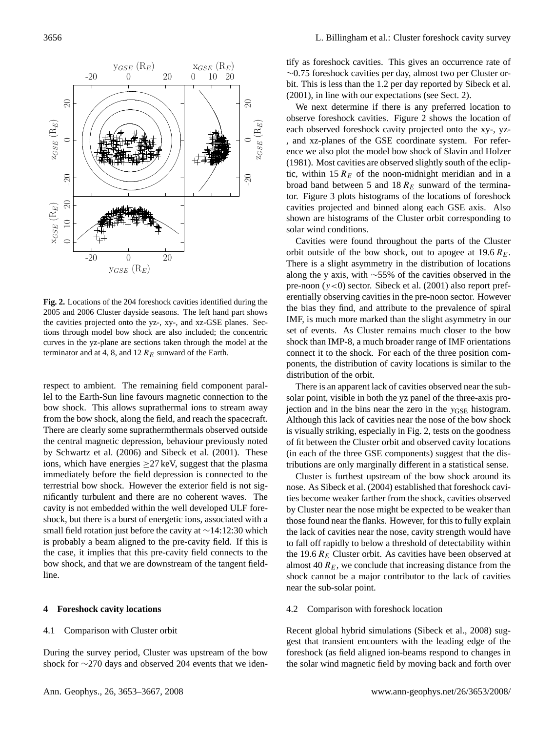**Fig. 2.** Locations of the 204 foreshock cavities identified during the 2005 and 2006 Cluster dayside seasons. The left hand part shows the cavities projected onto the yz-, xy-, and xz-GSE planes. Sections through model bow shock are also included; the concentric curves in the yz-plane are sections taken through the model at the terminator and at 4, 8, and 12 $R_E$ sunward of the Earth.

respect to ambient. The remaining field component parallel to the Earth-Sun line favours magnetic connection to the bow shock. This allows suprathermal ions to stream away from the bow shock, along the field, and reach the spacecraft. There are clearly some suprathermthermals observed outside the central magnetic depression, behaviour previously noted by Schwartz et al. (2006) and Sibeck et al. (2001). These ions, which have energies $\geq$27 keV, suggest that the plasma immediately before the field depression is connected to the terrestrial bow shock. However the exterior field is not significantly turbulent and there are no coherent waves. The cavity is not embedded within the well developed ULF foreshock, but there is a burst of energetic ions, associated with a small field rotation just before the cavity at ~14:12:30 which is probably a beam aligned to the pre-cavity field. If this is the case, it implies that this pre-cavity field connects to the bow shock, and that we are downstream of the tangent fieldline.

## 4 Foreshock cavity locations

### 4.1 Comparison with Cluster orbit

During the survey period, Cluster was upstream of the bow shock for ~270 days and observed 204 events that we identify as foreshock cavities. This gives an occurrence rate of ~0.75 foreshock cavities per day, almost two per Cluster orbit. This is less than the 1.2 per day reported by Sibeck et al. (2001), in line with our expectations (see Sect. 2).

We next determine if there is any preferred location to observe foreshock cavities. Figure 2 shows the location of each observed foreshock cavity projected onto the xy-, yz-, and xz-planes of the GSE coordinate system. For reference we also plot the model bow shock of Slavin and Holzer (1981). Most cavities are observed slightly south of the ecliptic, within 15 $R_E$ of the noon-midnight meridian and in a broad band between 5 and 18 $R_E$ sunward of the terminator. Figure 3 plots histograms of the locations of foreshock cavities projected and binned along each GSE axis. Also shown are histograms of the Cluster orbit corresponding to solar wind conditions.

Cavities were found throughout the parts of the Cluster orbit outside of the bow shock, out to apogee at 19.6 $R_E$. There is a slight asymmetry in the distribution of locations along the y axis, with ~55% of the cavities observed in the pre-noon ($y<0$) sector. Sibeck et al. (2001) also report preferentially observing cavities in the pre-noon sector. However the bias they find, and attribute to the prevalence of spiral IMF, is much more marked than the slight asymmetry in our set of events. As Cluster remains much closer to the bow shock than IMP-8, a much broader range of IMF orientations connect it to the shock. For each of the three position components, the distribution of cavity locations is similar to the distribution of the orbit.

There is an apparent lack of cavities observed near the subsolar point, visible in both the yz panel of the three-axis projection and in the bins near the zero in the $y_{\text{GSE}}$ histogram. Although this lack of cavities near the nose of the bow shock is visually striking, especially in Fig. 2, tests on the goodness of fit between the Cluster orbit and observed cavity locations (in each of the three GSE components) suggest that the distributions are only marginally different in a statistical sense.

Cluster is furthest upstream of the bow shock around its nose. As Sibeck et al. (2004) established that foreshock cavities become weaker farther from the shock, cavities observed by Cluster near the nose might be expected to be weaker than those found near the flanks. However, for this to fully explain the lack of cavities near the nose, cavity strength would have to fall off rapidly to below a threshold of detectability within the 19.6 $R_E$ Cluster orbit. As cavities have been observed at almost 40 $R_E$, we conclude that increasing distance from the shock cannot be a major contributor to the lack of cavities near the sub-solar point.

### 4.2 Comparison with foreshock location

Recent global hybrid simulations (Sibeck et al., 2008) suggest that transient encounters with the leading edge of the foreshock (as field aligned ion-beams respond to changes in the solar wind magnetic field by moving back and forth over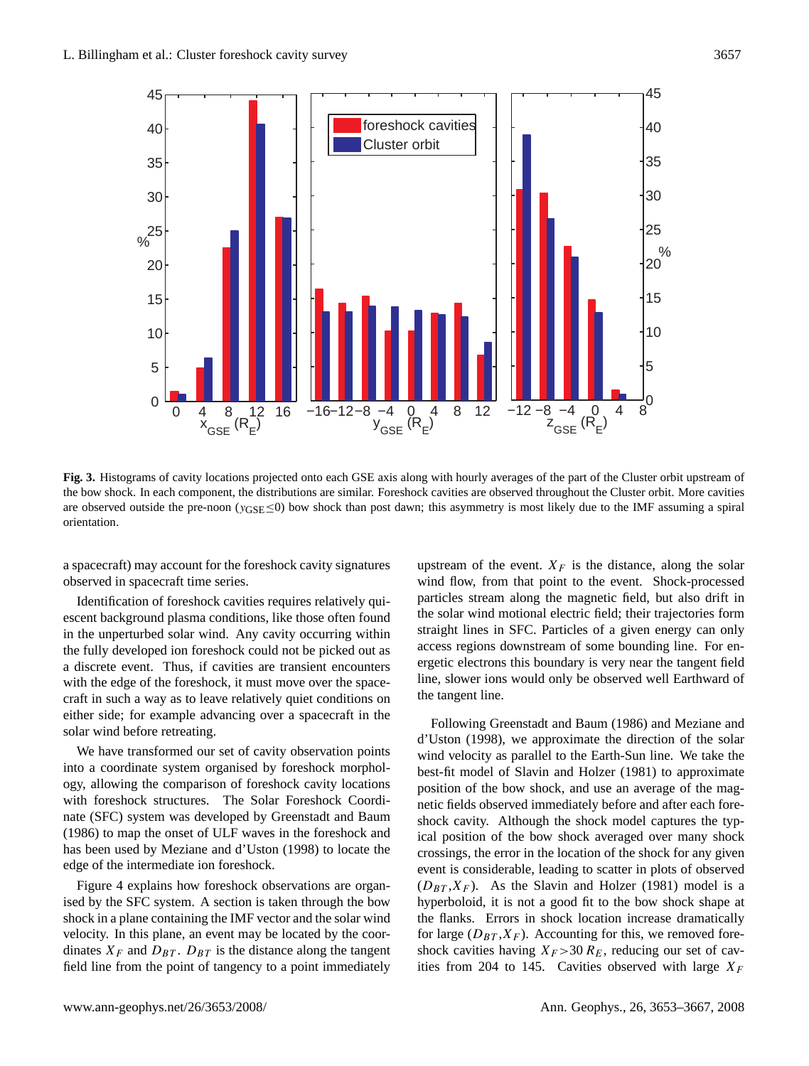**Fig. 3.** Histograms of cavity locations projected onto each GSE axis along with hourly averages of the part of the Cluster orbit upstream of the bow shock. In each component, the distributions are similar. Foreshock cavities are observed throughout the Cluster orbit. More cavities are observed outside the pre-noon ($y_{\text{GSE}} \leq 0$) bow shock than post dawn; this asymmetry is most likely due to the IMF assuming a spiral orientation.

a spacecraft) may account for the foreshock cavity signatures observed in spacecraft time series.

Identification of foreshock cavities requires relatively quiescent background plasma conditions, like those often found in the unperturbed solar wind. Any cavity occurring within the fully developed ion foreshock could not be picked out as a discrete event. Thus, if cavities are transient encounters with the edge of the foreshock, it must move over the spacecraft in such a way as to leave relatively quiet conditions on either side; for example advancing over a spacecraft in the solar wind before retreating.

We have transformed our set of cavity observation points into a coordinate system organised by foreshock morphology, allowing the comparison of foreshock cavity locations with foreshock structures. The Solar Foreshock Coordinate (SFC) system was developed by Greenstadt and Baum (1986) to map the onset of ULF waves in the foreshock and has been used by Meziane and d'Uston (1998) to locate the edge of the intermediate ion foreshock.

Figure 4 explains how foreshock observations are organised by the SFC system. A section is taken through the bow shock in a plane containing the IMF vector and the solar wind velocity. In this plane, an event may be located by the coordinates $X_F$ and $D_{BT}$. $D_{BT}$ is the distance along the tangent field line from the point of tangency to a point immediately upstream of the event. $X_F$ is the distance, along the solar wind flow, from that point to the event. Shock-processed particles stream along the magnetic field, but also drift in the solar wind motional electric field; their trajectories form straight lines in SFC. Particles of a given energy can only access regions downstream of some bounding line. For energetic electrons this boundary is very near the tangent field line, slower ions would only be observed well Earthward of the tangent line.

Following Greenstadt and Baum (1986) and Meziane and d'Uston (1998), we approximate the direction of the solar wind velocity as parallel to the Earth-Sun line. We take the best-fit model of Slavin and Holzer (1981) to approximate position of the bow shock, and use an average of the magnetic fields observed immediately before and after each foreshock cavity. Although the shock model captures the typical position of the bow shock averaged over many shock crossings, the error in the location of the shock for any given event is considerable, leading to scatter in plots of observed ($D_{BT}$,$X_F$). As the Slavin and Holzer (1981) model is a hyperboloid, it is not a good fit to the bow shock shape at the flanks. Errors in shock location increase dramatically for large ($D_{BT}$,$X_F$). Accounting for this, we removed foreshock cavities having $X_F > 30\,R_E$, reducing our set of cavities from 204 to 145. Cavities observed with large $X_F$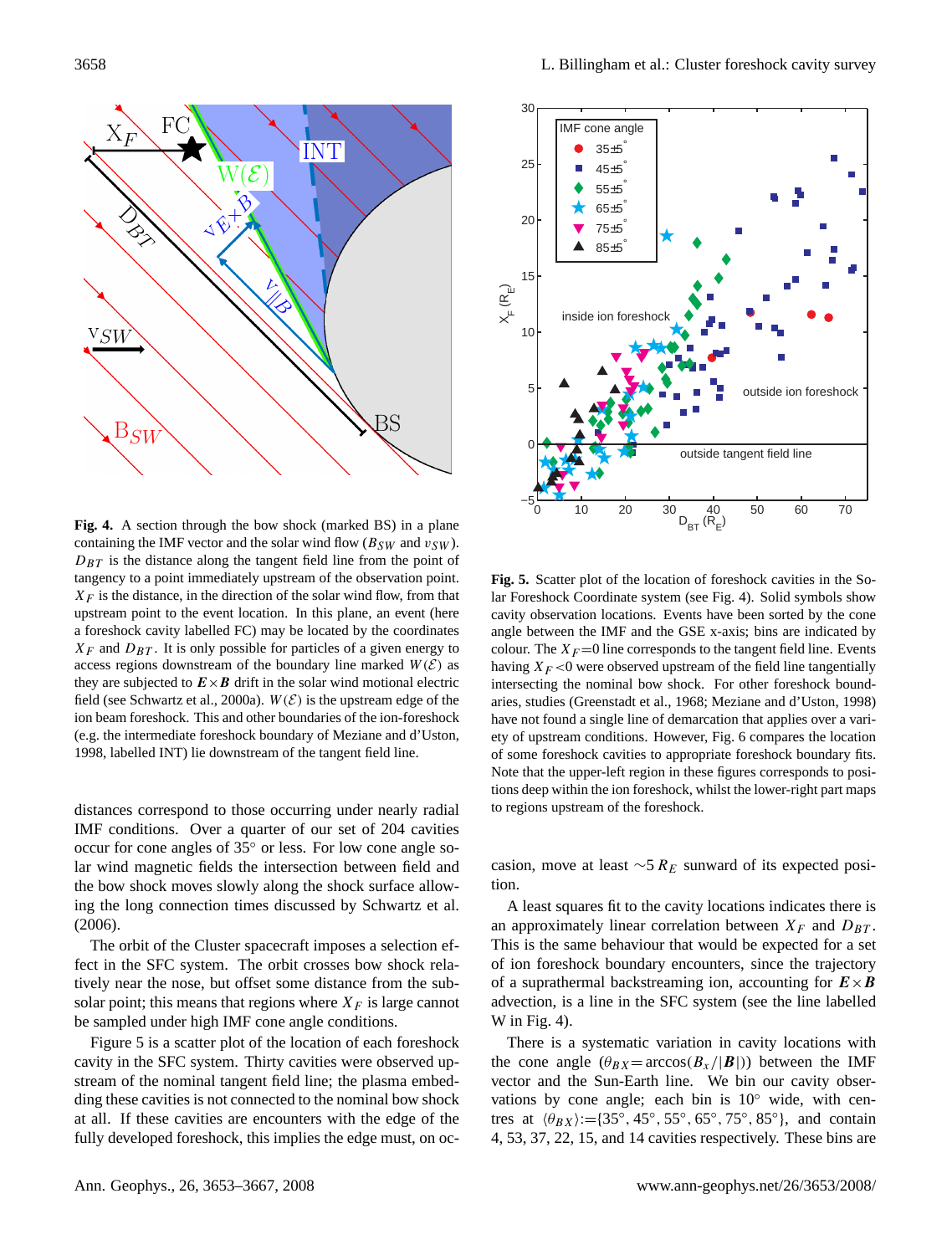**Fig. 4.** A section through the bow shock (marked BS) in a plane containing the IMF vector and the solar wind flow ($B_{SW}$ and $v_{SW}$). $D_{BT}$ is the distance along the tangent field line from the point of tangency to a point immediately upstream of the observation point. $X_F$ is the distance, in the direction of the solar wind flow, from that upstream point to the event location. In this plane, an event (here a foreshock cavity labelled FC) may be located by the coordinates $X_F$ and $D_{BT}$. It is only possible for particles of a given energy to access regions downstream of the boundary line marked $W(\mathcal{E})$ as they are subjected to $\boldsymbol{E}\times\boldsymbol{B}$ drift in the solar wind motional electric field (see Schwartz et al., 2000a). $W(\mathcal{E})$ is the upstream edge of the ion beam foreshock. This and other boundaries of the ion-foreshock (e.g. the intermediate foreshock boundary of Meziane and d'Uston, 1998, labelled INT) lie downstream of the tangent field line.

distances correspond to those occurring under nearly radial IMF conditions. Over a quarter of our set of 204 cavities occur for cone angles of 35° or less. For low cone angle solar wind magnetic fields the intersection between field and the bow shock moves slowly along the shock surface allowing the long connection times discussed by Schwartz et al. (2006).

The orbit of the Cluster spacecraft imposes a selection effect in the SFC system. The orbit crosses bow shock relatively near the nose, but offset some distance from the subsolar point; this means that regions where $X_F$ is large cannot be sampled under high IMF cone angle conditions.

Figure 5 is a scatter plot of the location of each foreshock cavity in the SFC system. Thirty cavities were observed upstream of the nominal tangent field line; the plasma embedding these cavities is not connected to the nominal bow shock at all. If these cavities are encounters with the edge of the fully developed foreshock, this implies the edge must, on occasion, move at least $\sim 5\,R_E$ sunward of its expected position.

**Fig. 5.** Scatter plot of the location of foreshock cavities in the Solar Foreshock Coordinate system (see Fig. 4). Solid symbols show cavity observation locations. Events have been sorted by the cone angle between the IMF and the GSE x-axis; bins are indicated by colour. The $X_F=0$ line corresponds to the tangent field line. Events having $X_F<0$ were observed upstream of the field line tangentially intersecting the nominal bow shock. For other foreshock boundaries, studies (Greenstadt et al., 1968; Meziane and d'Uston, 1998) have not found a single line of demarcation that applies over a variety of upstream conditions. However, Fig. 6 compares the location of some foreshock cavities to appropriate foreshock boundary fits. Note that the upper-left region in these figures corresponds to positions deep within the ion foreshock, whilst the lower-right part maps to regions upstream of the foreshock.

A least squares fit to the cavity locations indicates there is an approximately linear correlation between $X_F$ and $D_{BT}$. This is the same behaviour that would be expected for a set of ion foreshock boundary encounters, since the trajectory of a suprathermal backstreaming ion, accounting for $\boldsymbol{E}\times\boldsymbol{B}$ advection, is a line in the SFC system (see the line labelled W in Fig. 4).

There is a systematic variation in cavity locations with the cone angle ($\theta_{BX}=\arccos(B_x/|\boldsymbol{B}|)$) between the IMF vector and the Sun-Earth line. We bin our cavity observations by cone angle; each bin is 10° wide, with centres at $\langle\theta_{BX}\rangle$:={35°, 45°, 55°, 65°, 75°, 85°}, and contain 4, 53, 37, 22, 15, and 14 cavities respectively. These bins are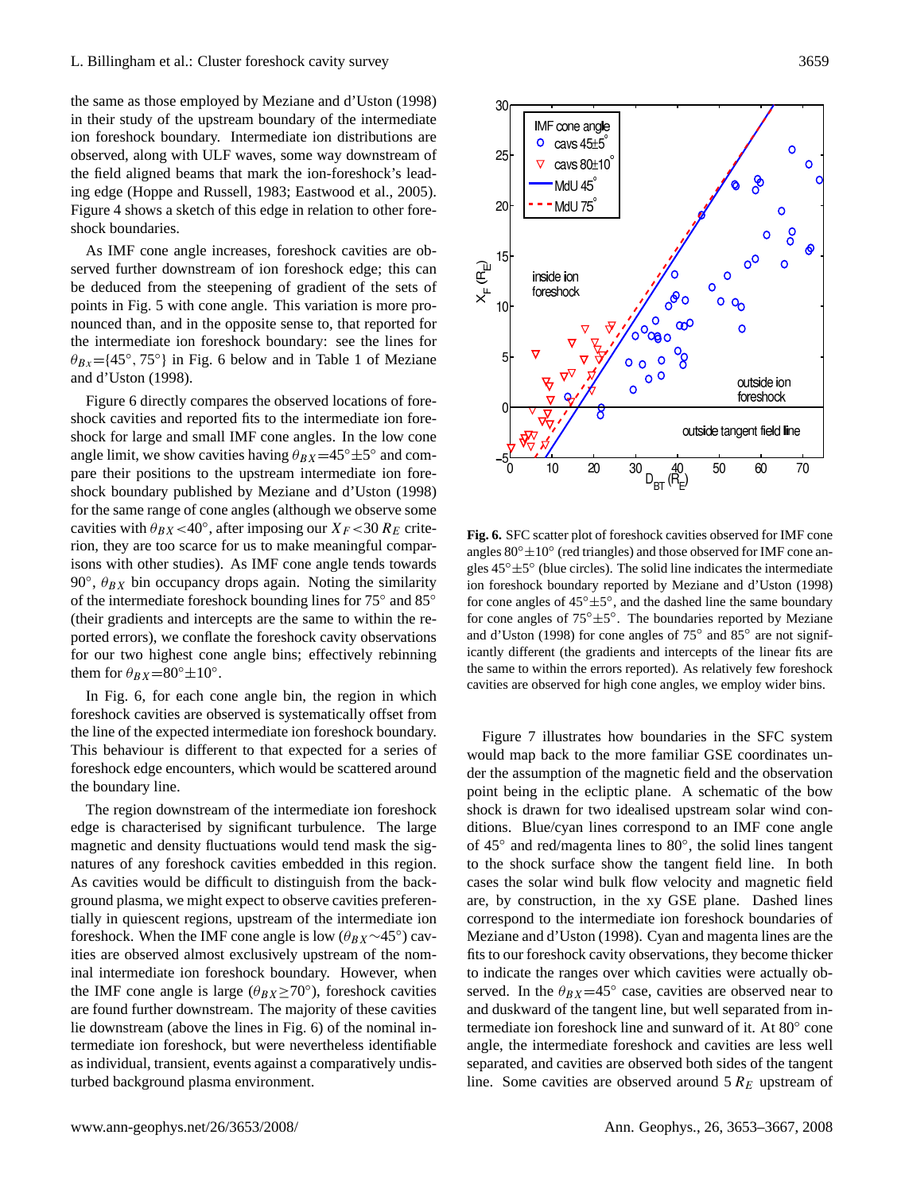the same as those employed by Meziane and d'Uston (1998) in their study of the upstream boundary of the intermediate ion foreshock boundary. Intermediate ion distributions are observed, along with ULF waves, some way downstream of the field aligned beams that mark the ion-foreshock's leading edge (Hoppe and Russell, 1983; Eastwood et al., 2005). Figure 4 shows a sketch of this edge in relation to other foreshock boundaries.

As IMF cone angle increases, foreshock cavities are observed further downstream of ion foreshock edge; this can be deduced from the steepening of gradient of the sets of points in Fig. 5 with cone angle. This variation is more pronounced than, and in the opposite sense to, that reported for the intermediate ion foreshock boundary: see the lines for $\theta_{BX}$={45°, 75°} in Fig. 6 below and in Table 1 of Meziane and d'Uston (1998).

Figure 6 directly compares the observed locations of foreshock cavities and reported fits to the intermediate ion foreshock for large and small IMF cone angles. In the low cone angle limit, we show cavities having $\theta_{BX}=45°\pm5°$ and compare their positions to the upstream intermediate ion foreshock boundary published by Meziane and d'Uston (1998) for the same range of cone angles (although we observe some cavities with $\theta_{BX}<40°$, after imposing our $X_F<30\,R_E$ criterion, they are too scarce for us to make meaningful comparisons with other studies). As IMF cone angle tends towards 90°, $\theta_{BX}$ bin occupancy drops again. Noting the similarity of the intermediate foreshock bounding lines for 75° and 85° (their gradients and intercepts are the same to within the reported errors), we conflate the foreshock cavity observations for our two highest cone angle bins; effectively rebinning them for $\theta_{BX}=80°\pm10°$.

In Fig. 6, for each cone angle bin, the region in which foreshock cavities are observed is systematically offset from the line of the expected intermediate ion foreshock boundary. This behaviour is different to that expected for a series of foreshock edge encounters, which would be scattered around the boundary line.

The region downstream of the intermediate ion foreshock edge is characterised by significant turbulence. The large magnetic and density fluctuations would tend mask the signatures of any foreshock cavities embedded in this region. As cavities would be difficult to distinguish from the background plasma, we might expect to observe cavities preferentially in quiescent regions, upstream of the intermediate ion foreshock. When the IMF cone angle is low ($\theta_{BX}\sim45°$) cavities are observed almost exclusively upstream of the nominal intermediate ion foreshock boundary. However, when the IMF cone angle is large ($\theta_{BX}\geq70°$), foreshock cavities are found further downstream. The majority of these cavities lie downstream (above the lines in Fig. 6) of the nominal intermediate ion foreshock, but were nevertheless identifiable as individual, transient, events against a comparatively undisturbed background plasma environment.

**Fig. 6.** SFC scatter plot of foreshock cavities observed for IMF cone angles 80°±10° (red triangles) and those observed for IMF cone angles 45°±5° (blue circles). The solid line indicates the intermediate ion foreshock boundary reported by Meziane and d'Uston (1998) for cone angles of 45°±5°, and the dashed line the same boundary for cone angles of 75°±5°. The boundaries reported by Meziane and d'Uston (1998) for cone angles of 75° and 85° are not significantly different (the gradients and intercepts of the linear fits are the same to within the errors reported). As relatively few foreshock cavities are observed for high cone angles, we employ wider bins.

Figure 7 illustrates how boundaries in the SFC system would map back to the more familiar GSE coordinates under the assumption of the magnetic field and the observation point being in the ecliptic plane. A schematic of the bow shock is drawn for two idealised upstream solar wind conditions. Blue/cyan lines correspond to an IMF cone angle of 45° and red/magenta lines to 80°, the solid lines tangent to the shock surface show the tangent field line. In both cases the solar wind bulk flow velocity and magnetic field are, by construction, in the xy GSE plane. Dashed lines correspond to the intermediate ion foreshock boundaries of Meziane and d'Uston (1998). Cyan and magenta lines are the fits to our foreshock cavity observations, they become thicker to indicate the ranges over which cavities were actually observed. In the $\theta_{BX}$=45° case, cavities are observed near to and duskward of the tangent line, but well separated from intermediate ion foreshock line and sunward of it. At 80° cone angle, the intermediate foreshock and cavities are less well separated, and cavities are observed both sides of the tangent line. Some cavities are observed around 5 $R_E$ upstream of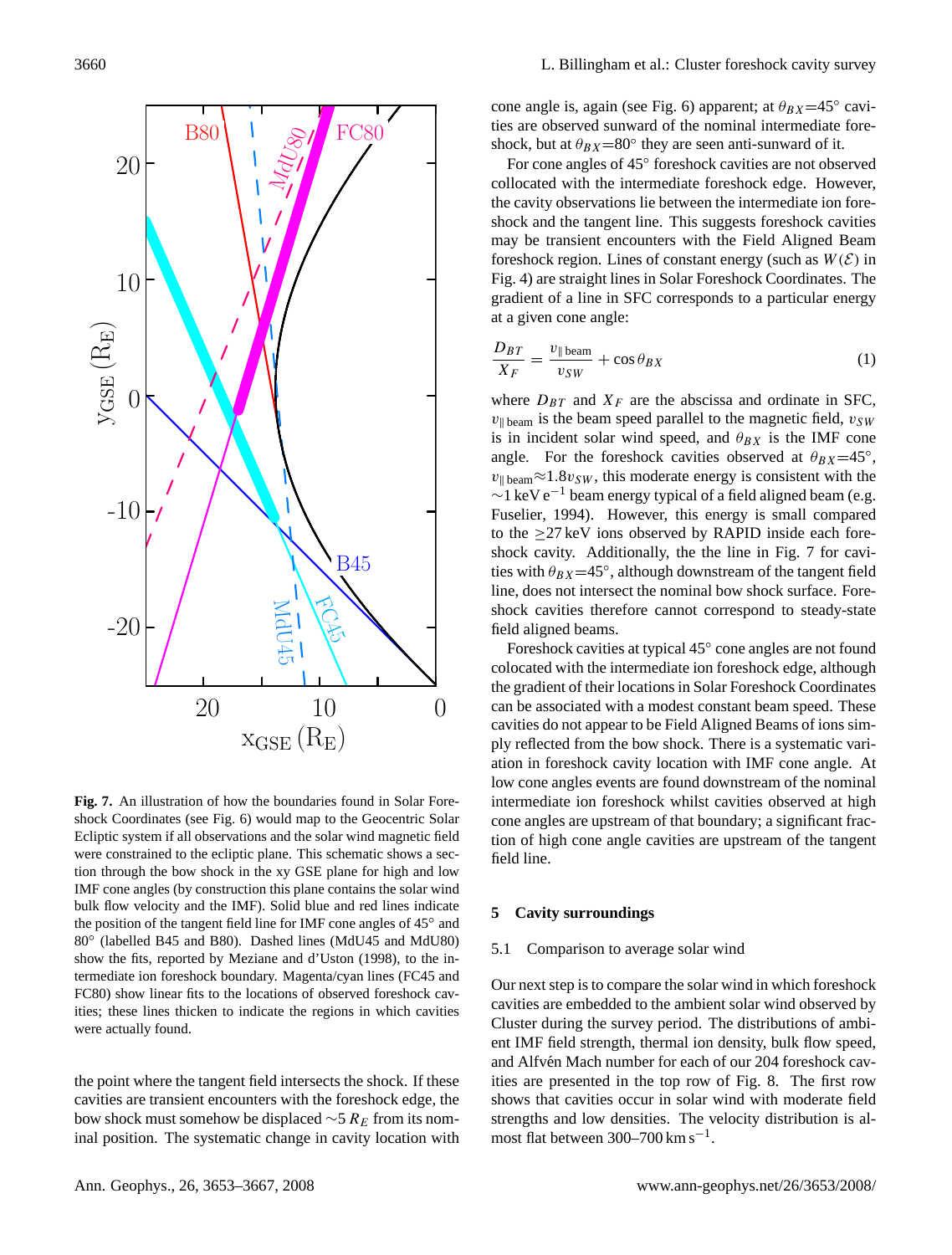**Fig. 7.** An illustration of how the boundaries found in Solar Foreshock Coordinates (see Fig. 6) would map to the Geocentric Solar Ecliptic system if all observations and the solar wind magnetic field were constrained to the ecliptic plane. This schematic shows a section through the bow shock in the xy GSE plane for high and low IMF cone angles (by construction this plane contains the solar wind bulk flow velocity and the IMF). Solid blue and red lines indicate the position of the tangent field line for IMF cone angles of 45° and 80° (labelled B45 and B80). Dashed lines (MdU45 and MdU80) show the fits, reported by Meziane and d'Uston (1998), to the intermediate ion foreshock boundary. Magenta/cyan lines (FC45 and FC80) show linear fits to the locations of observed foreshock cavities; these lines thicken to indicate the regions in which cavities were actually found.

the point where the tangent field intersects the shock. If these cavities are transient encounters with the foreshock edge, the bow shock must somehow be displaced $\sim 5\,R_E$ from its nominal position. The systematic change in cavity location with cone angle is, again (see Fig. 6) apparent; at $\theta_{BX}$=45° cavities are observed sunward of the nominal intermediate foreshock, but at $\theta_{BX}$=80° they are seen anti-sunward of it.

For cone angles of 45° foreshock cavities are not observed collocated with the intermediate foreshock edge. However, the cavity observations lie between the intermediate ion foreshock and the tangent line. This suggests foreshock cavities may be transient encounters with the Field Aligned Beam foreshock region. Lines of constant energy (such as $W(\mathcal{E})$ in Fig. 4) are straight lines in Solar Foreshock Coordinates. The gradient of a line in SFC corresponds to a particular energy at a given cone angle:

$$\frac{D_{BT}}{X_F} = \frac{v_{\parallel\,\mathrm{beam}}}{v_{SW}} + \cos\theta_{BX} \quad (1)$$

where $D_{BT}$ and $X_F$ are the abscissa and ordinate in SFC, $v_{\parallel\,\mathrm{beam}}$ is the beam speed parallel to the magnetic field, $v_{SW}$ is in incident solar wind speed, and $\theta_{BX}$ is the IMF cone angle. For the foreshock cavities observed at $\theta_{BX}$=45°, $v_{\parallel\,\mathrm{beam}} \approx 1.8 v_{SW}$, this moderate energy is consistent with the $\sim$1 keV e$^{-1}$ beam energy typical of a field aligned beam (e.g. Fuselier, 1994). However, this energy is small compared to the $\geq$27 keV ions observed by RAPID inside each foreshock cavity. Additionally, the the line in Fig. 7 for cavities with $\theta_{BX}$=45°, although downstream of the tangent field line, does not intersect the nominal bow shock surface. Foreshock cavities therefore cannot correspond to steady-state field aligned beams.

Foreshock cavities at typical 45° cone angles are not found colocated with the intermediate ion foreshock edge, although the gradient of their locations in Solar Foreshock Coordinates can be associated with a modest constant beam speed. These cavities do not appear to be Field Aligned Beams of ions simply reflected from the bow shock. There is a systematic variation in foreshock cavity location with IMF cone angle. At low cone angles events are found downstream of the nominal intermediate ion foreshock whilst cavities observed at high cone angles are upstream of that boundary; a significant fraction of high cone angle cavities are upstream of the tangent field line.

## 5 Cavity surroundings

### 5.1 Comparison to average solar wind

Our next step is to compare the solar wind in which foreshock cavities are embedded to the ambient solar wind observed by Cluster during the survey period. The distributions of ambient IMF field strength, thermal ion density, bulk flow speed, and Alfvén Mach number for each of our 204 foreshock cavities are presented in the top row of Fig. 8. The first row shows that cavities occur in solar wind with moderate field strengths and low densities. The velocity distribution is almost flat between 300–700 km s$^{-1}$.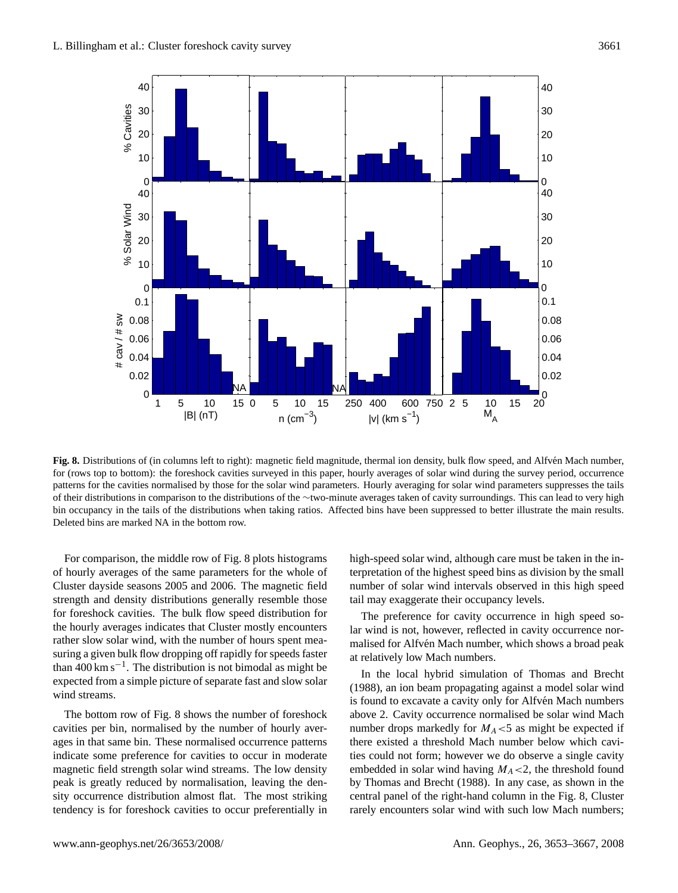**Fig. 8.** Distributions of (in columns left to right): magnetic field magnitude, thermal ion density, bulk flow speed, and Alfvén Mach number, for (rows top to bottom): the foreshock cavities surveyed in this paper, hourly averages of solar wind during the survey period, occurrence patterns for the cavities normalised by those for the solar wind parameters. Hourly averaging for solar wind parameters suppresses the tails of their distributions in comparison to the distributions of the ∼two-minute averages taken of cavity surroundings. This can lead to very high bin occupancy in the tails of the distributions when taking ratios. Affected bins have been suppressed to better illustrate the main results. Deleted bins are marked NA in the bottom row.

For comparison, the middle row of Fig. 8 plots histograms of hourly averages of the same parameters for the whole of Cluster dayside seasons 2005 and 2006. The magnetic field strength and density distributions generally resemble those for foreshock cavities. The bulk flow speed distribution for the hourly averages indicates that Cluster mostly encounters rather slow solar wind, with the number of hours spent measuring a given bulk flow dropping off rapidly for speeds faster than 400 km s$^{-1}$. The distribution is not bimodal as might be expected from a simple picture of separate fast and slow solar wind streams.

The bottom row of Fig. 8 shows the number of foreshock cavities per bin, normalised by the number of hourly averages in that same bin. These normalised occurrence patterns indicate some preference for cavities to occur in moderate magnetic field strength solar wind streams. The low density peak is greatly reduced by normalisation, leaving the density occurrence distribution almost flat. The most striking tendency is for foreshock cavities to occur preferentially in high-speed solar wind, although care must be taken in the interpretation of the highest speed bins as division by the small number of solar wind intervals observed in this high speed tail may exaggerate their occupancy levels.

The preference for cavity occurrence in high speed solar wind is not, however, reflected in cavity occurrence normalised for Alfvén Mach number, which shows a broad peak at relatively low Mach numbers.

In the local hybrid simulation of Thomas and Brecht (1988), an ion beam propagating against a model solar wind is found to excavate a cavity only for Alfvén Mach numbers above 2. Cavity occurrence normalised be solar wind Mach number drops markedly for $M_A<5$ as might be expected if there existed a threshold Mach number below which cavities could not form; however we do observe a single cavity embedded in solar wind having $M_A<2$, the threshold found by Thomas and Brecht (1988). In any case, as shown in the central panel of the right-hand column in the Fig. 8, Cluster rarely encounters solar wind with such low Mach numbers;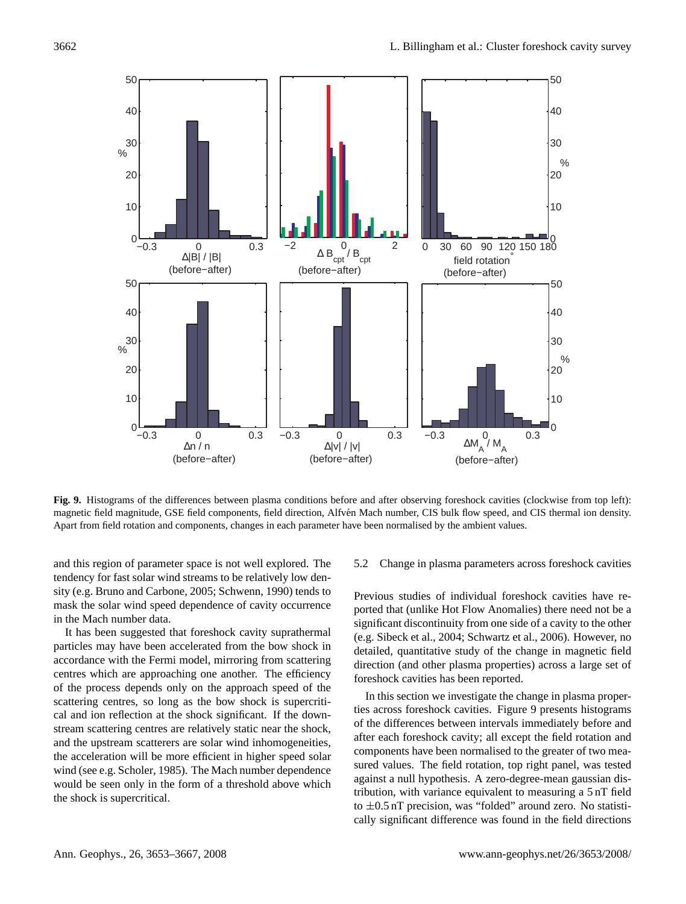**Fig. 9.** Histograms of the differences between plasma conditions before and after observing foreshock cavities (clockwise from top left): magnetic field magnitude, GSE field components, field direction, Alfvén Mach number, CIS bulk flow speed, and CIS thermal ion density. Apart from field rotation and components, changes in each parameter have been normalised by the ambient values.

and this region of parameter space is not well explored. The tendency for fast solar wind streams to be relatively low density (e.g. Bruno and Carbone, 2005; Schwenn, 1990) tends to mask the solar wind speed dependence of cavity occurrence in the Mach number data.

It has been suggested that foreshock cavity suprathermal particles may have been accelerated from the bow shock in accordance with the Fermi model, mirroring from scattering centres which are approaching one another. The efficiency of the process depends only on the approach speed of the scattering centres, so long as the bow shock is supercritical and ion reflection at the shock significant. If the downstream scattering centres are relatively static near the shock, and the upstream scatterers are solar wind inhomogeneities, the acceleration will be more efficient in higher speed solar wind (see e.g. Scholer, 1985). The Mach number dependence would be seen only in the form of a threshold above which the shock is supercritical.

### 5.2 Change in plasma parameters across foreshock cavities

Previous studies of individual foreshock cavities have reported that (unlike Hot Flow Anomalies) there need not be a significant discontinuity from one side of a cavity to the other (e.g. Sibeck et al., 2004; Schwartz et al., 2006). However, no detailed, quantitative study of the change in magnetic field direction (and other plasma properties) across a large set of foreshock cavities has been reported.

In this section we investigate the change in plasma properties across foreshock cavities. Figure 9 presents histograms of the differences between intervals immediately before and after each foreshock cavity; all except the field rotation and components have been normalised to the greater of two measured values. The field rotation, top right panel, was tested against a null hypothesis. A zero-degree-mean gaussian distribution, with variance equivalent to measuring a 5 nT field to $\pm 0.5$ nT precision, was "folded" around zero. No statistically significant difference was found in the field directions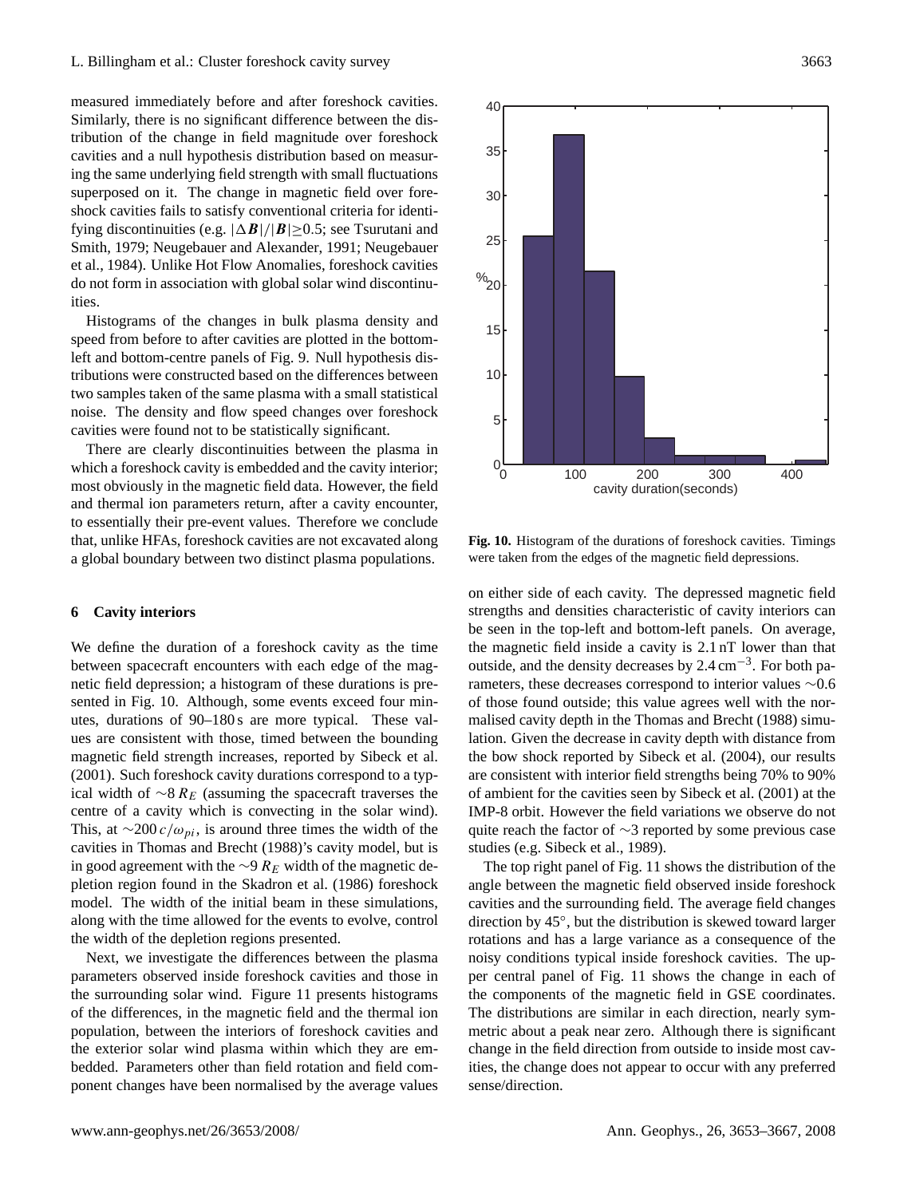measured immediately before and after foreshock cavities. Similarly, there is no significant difference between the distribution of the change in field magnitude over foreshock cavities and a null hypothesis distribution based on measuring the same underlying field strength with small fluctuations superposed on it. The change in magnetic field over foreshock cavities fails to satisfy conventional criteria for identifying discontinuities (e.g. $|\Delta \boldsymbol{B}|/|\boldsymbol{B}| \geq 0.5$; see Tsurutani and Smith, 1979; Neugebauer and Alexander, 1991; Neugebauer et al., 1984). Unlike Hot Flow Anomalies, foreshock cavities do not form in association with global solar wind discontinuities.

Histograms of the changes in bulk plasma density and speed from before to after cavities are plotted in the bottom-left and bottom-centre panels of Fig. 9. Null hypothesis distributions were constructed based on the differences between two samples taken of the same plasma with a small statistical noise. The density and flow speed changes over foreshock cavities were found not to be statistically significant.

There are clearly discontinuities between the plasma in which a foreshock cavity is embedded and the cavity interior; most obviously in the magnetic field data. However, the field and thermal ion parameters return, after a cavity encounter, to essentially their pre-event values. Therefore we conclude that, unlike HFAs, foreshock cavities are not excavated along a global boundary between two distinct plasma populations.

## 6 Cavity interiors

We define the duration of a foreshock cavity as the time between spacecraft encounters with each edge of the magnetic field depression; a histogram of these durations is presented in Fig. 10. Although, some events exceed four minutes, durations of 90–180 s are more typical. These values are consistent with those, timed between the bounding magnetic field strength increases, reported by Sibeck et al. (2001). Such foreshock cavity durations correspond to a typical width of $\sim 8\,R_E$ (assuming the spacecraft traverses the centre of a cavity which is convecting in the solar wind). This, at $\sim 200\,c/\omega_{pi}$, is around three times the width of the cavities in Thomas and Brecht (1988)'s cavity model, but is in good agreement with the $\sim 9\,R_E$ width of the magnetic depletion region found in the Skadron et al. (1986) foreshock model. The width of the initial beam in these simulations, along with the time allowed for the events to evolve, control the width of the depletion regions presented.

Next, we investigate the differences between the plasma parameters observed inside foreshock cavities and those in the surrounding solar wind. Figure 11 presents histograms of the differences, in the magnetic field and the thermal ion population, between the interiors of foreshock cavities and the exterior solar wind plasma within which they are embedded. Parameters other than field rotation and field component changes have been normalised by the average values on either side of each cavity. The depressed magnetic field strengths and densities characteristic of cavity interiors can be seen in the top-left and bottom-left panels. On average, the magnetic field inside a cavity is 2.1 nT lower than that outside, and the density decreases by 2.4 $\mathrm{cm}^{-3}$. For both parameters, these decreases correspond to interior values $\sim 0.6$ of those found outside; this value agrees well with the normalised cavity depth in the Thomas and Brecht (1988) simulation. Given the decrease in cavity depth with distance from the bow shock reported by Sibeck et al. (2004), our results are consistent with interior field strengths being 70% to 90% of ambient for the cavities seen by Sibeck et al. (2001) at the IMP-8 orbit. However the field variations we observe do not quite reach the factor of $\sim 3$ reported by some previous case studies (e.g. Sibeck et al., 1989).

**Fig. 10.** Histogram of the durations of foreshock cavities. Timings were taken from the edges of the magnetic field depressions.

The top right panel of Fig. 11 shows the distribution of the angle between the magnetic field observed inside foreshock cavities and the surrounding field. The average field changes direction by 45°, but the distribution is skewed toward larger rotations and has a large variance as a consequence of the noisy conditions typical inside foreshock cavities. The upper central panel of Fig. 11 shows the change in each of the components of the magnetic field in GSE coordinates. The distributions are similar in each direction, nearly symmetric about a peak near zero. Although there is significant change in the field direction from outside to inside most cavities, the change does not appear to occur with any preferred sense/direction.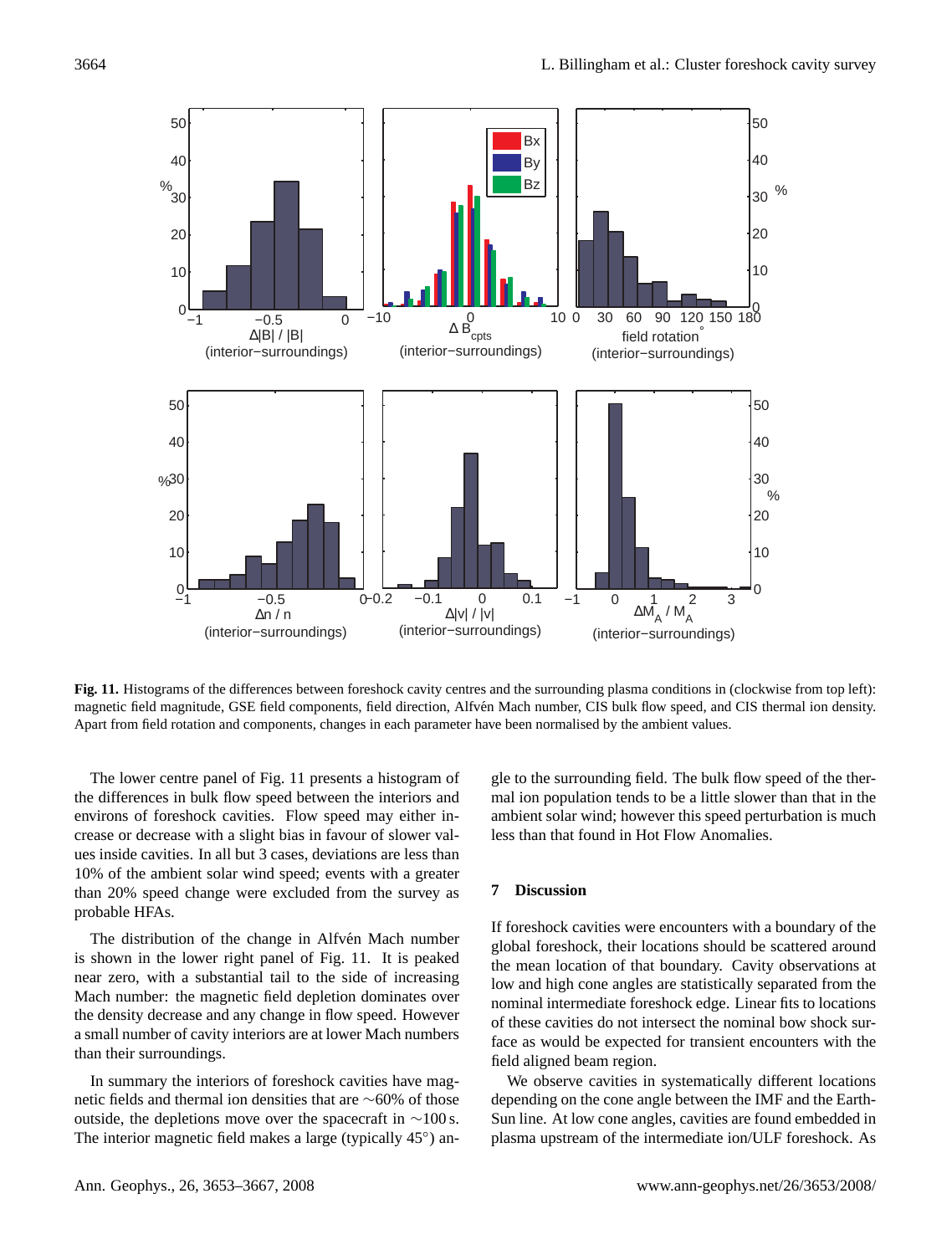**Fig. 11.** Histograms of the differences between foreshock cavity centres and the surrounding plasma conditions in (clockwise from top left): magnetic field magnitude, GSE field components, field direction, Alfvén Mach number, CIS bulk flow speed, and CIS thermal ion density. Apart from field rotation and components, changes in each parameter have been normalised by the ambient values.

The lower centre panel of Fig. 11 presents a histogram of the differences in bulk flow speed between the interiors and environs of foreshock cavities. Flow speed may either increase or decrease with a slight bias in favour of slower values inside cavities. In all but 3 cases, deviations are less than 10% of the ambient solar wind speed; events with a greater than 20% speed change were excluded from the survey as probable HFAs.

The distribution of the change in Alfvén Mach number is shown in the lower right panel of Fig. 11. It is peaked near zero, with a substantial tail to the side of increasing Mach number: the magnetic field depletion dominates over the density decrease and any change in flow speed. However a small number of cavity interiors are at lower Mach numbers than their surroundings.

In summary the interiors of foreshock cavities have magnetic fields and thermal ion densities that are ∼60% of those outside, the depletions move over the spacecraft in ∼100 s. The interior magnetic field makes a large (typically 45°) angle to the surrounding field. The bulk flow speed of the thermal ion population tends to be a little slower than that in the ambient solar wind; however this speed perturbation is much less than that found in Hot Flow Anomalies.

## 7 Discussion

If foreshock cavities were encounters with a boundary of the global foreshock, their locations should be scattered around the mean location of that boundary. Cavity observations at low and high cone angles are statistically separated from the nominal intermediate foreshock edge. Linear fits to locations of these cavities do not intersect the nominal bow shock surface as would be expected for transient encounters with the field aligned beam region.

We observe cavities in systematically different locations depending on the cone angle between the IMF and the Earth-Sun line. At low cone angles, cavities are found embedded in plasma upstream of the intermediate ion/ULF foreshock. As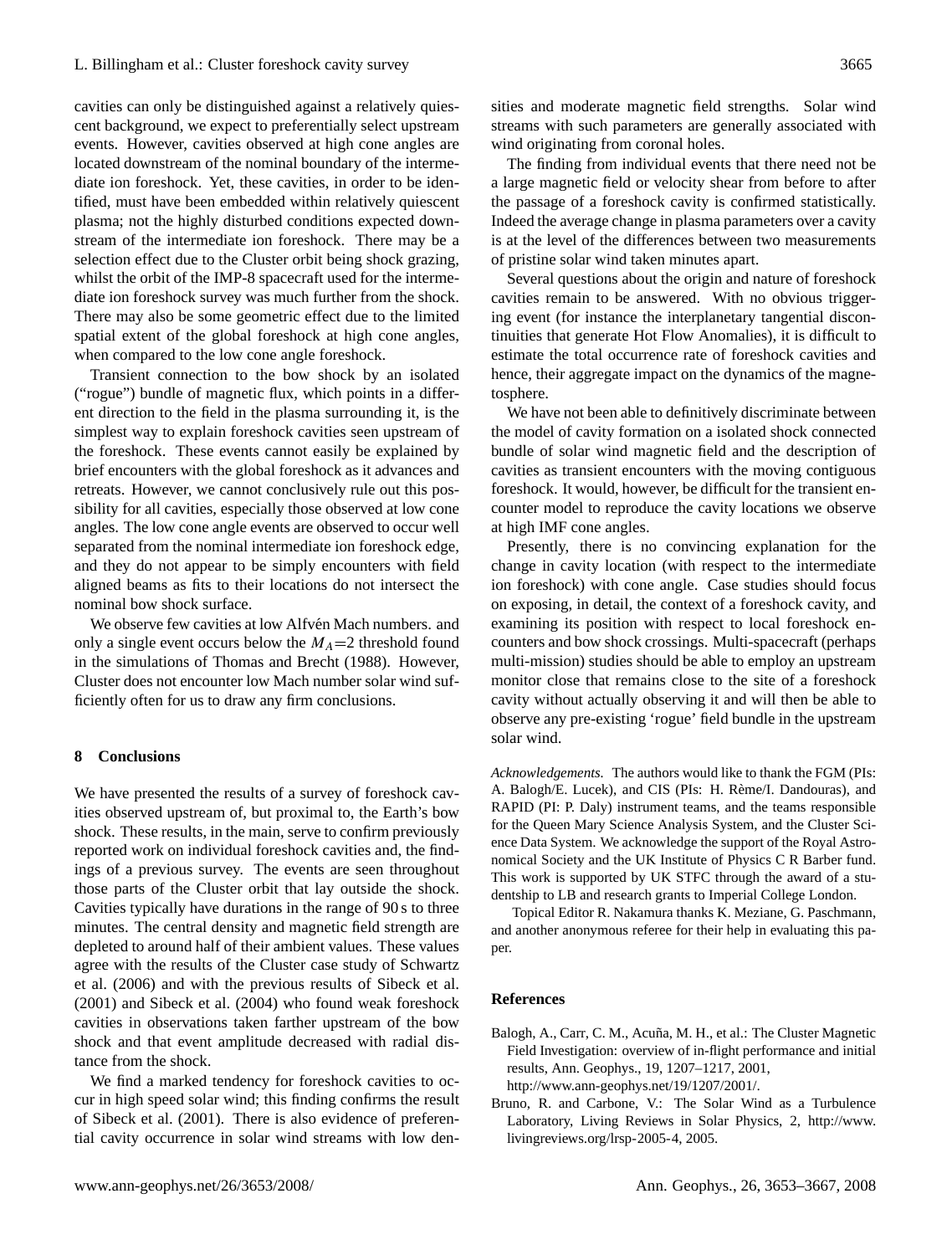cavities can only be distinguished against a relatively quiescent background, we expect to preferentially select upstream events. However, cavities observed at high cone angles are located downstream of the nominal boundary of the intermediate ion foreshock. Yet, these cavities, in order to be identified, must have been embedded within relatively quiescent plasma; not the highly disturbed conditions expected downstream of the intermediate ion foreshock. There may be a selection effect due to the Cluster orbit being shock grazing, whilst the orbit of the IMP-8 spacecraft used for the intermediate ion foreshock survey was much further from the shock. There may also be some geometric effect due to the limited spatial extent of the global foreshock at high cone angles, when compared to the low cone angle foreshock.

Transient connection to the bow shock by an isolated ("rogue") bundle of magnetic flux, which points in a different direction to the field in the plasma surrounding it, is the simplest way to explain foreshock cavities seen upstream of the foreshock. These events cannot easily be explained by brief encounters with the global foreshock as it advances and retreats. However, we cannot conclusively rule out this possibility for all cavities, especially those observed at low cone angles. The low cone angle events are observed to occur well separated from the nominal intermediate ion foreshock edge, and they do not appear to be simply encounters with field aligned beams as fits to their locations do not intersect the nominal bow shock surface.

We observe few cavities at low Alfvén Mach numbers. and only a single event occurs below the $M_A$=2 threshold found in the simulations of Thomas and Brecht (1988). However, Cluster does not encounter low Mach number solar wind sufficiently often for us to draw any firm conclusions.

## 8 Conclusions

We have presented the results of a survey of foreshock cavities observed upstream of, but proximal to, the Earth's bow shock. These results, in the main, serve to confirm previously reported work on individual foreshock cavities and, the findings of a previous survey. The events are seen throughout those parts of the Cluster orbit that lay outside the shock. Cavities typically have durations in the range of 90 s to three minutes. The central density and magnetic field strength are depleted to around half of their ambient values. These values agree with the results of the Cluster case study of Schwartz et al. (2006) and with the previous results of Sibeck et al. (2001) and Sibeck et al. (2004) who found weak foreshock cavities in observations taken farther upstream of the bow shock and that event amplitude decreased with radial distance from the shock.

We find a marked tendency for foreshock cavities to occur in high speed solar wind; this finding confirms the result of Sibeck et al. (2001). There is also evidence of preferential cavity occurrence in solar wind streams with low densities and moderate magnetic field strengths. Solar wind streams with such parameters are generally associated with wind originating from coronal holes.

The finding from individual events that there need not be a large magnetic field or velocity shear from before to after the passage of a foreshock cavity is confirmed statistically. Indeed the average change in plasma parameters over a cavity is at the level of the differences between two measurements of pristine solar wind taken minutes apart.

Several questions about the origin and nature of foreshock cavities remain to be answered. With no obvious triggering event (for instance the interplanetary tangential discontinuities that generate Hot Flow Anomalies), it is difficult to estimate the total occurrence rate of foreshock cavities and hence, their aggregate impact on the dynamics of the magnetosphere.

We have not been able to definitively discriminate between the model of cavity formation on a isolated shock connected bundle of solar wind magnetic field and the description of cavities as transient encounters with the moving contiguous foreshock. It would, however, be difficult for the transient encounter model to reproduce the cavity locations we observe at high IMF cone angles.

Presently, there is no convincing explanation for the change in cavity location (with respect to the intermediate ion foreshock) with cone angle. Case studies should focus on exposing, in detail, the context of a foreshock cavity, and examining its position with respect to local foreshock encounters and bow shock crossings. Multi-spacecraft (perhaps multi-mission) studies should be able to employ an upstream monitor close that remains close to the site of a foreshock cavity without actually observing it and will then be able to observe any pre-existing 'rogue' field bundle in the upstream solar wind.

*Acknowledgements.* The authors would like to thank the FGM (PIs: A. Balogh/E. Lucek), and CIS (PIs: H. Rème/I. Dandouras), and RAPID (PI: P. Daly) instrument teams, and the teams responsible for the Queen Mary Science Analysis System, and the Cluster Science Data System. We acknowledge the support of the Royal Astronomical Society and the UK Institute of Physics C R Barber fund. This work is supported by UK STFC through the award of a studentship to LB and research grants to Imperial College London.

Topical Editor R. Nakamura thanks K. Meziane, G. Paschmann, and another anonymous referee for their help in evaluating this paper.

## References

Balogh, A., Carr, C. M., Acuña, M. H., et al.: The Cluster Magnetic Field Investigation: overview of in-flight performance and initial results, Ann. Geophys., 19, 1207–1217, 2001, http://www.ann-geophys.net/19/1207/2001/.

Bruno, R. and Carbone, V.: The Solar Wind as a Turbulence Laboratory, Living Reviews in Solar Physics, 2, http://www.livingreviews.org/lrsp-2005-4, 2005.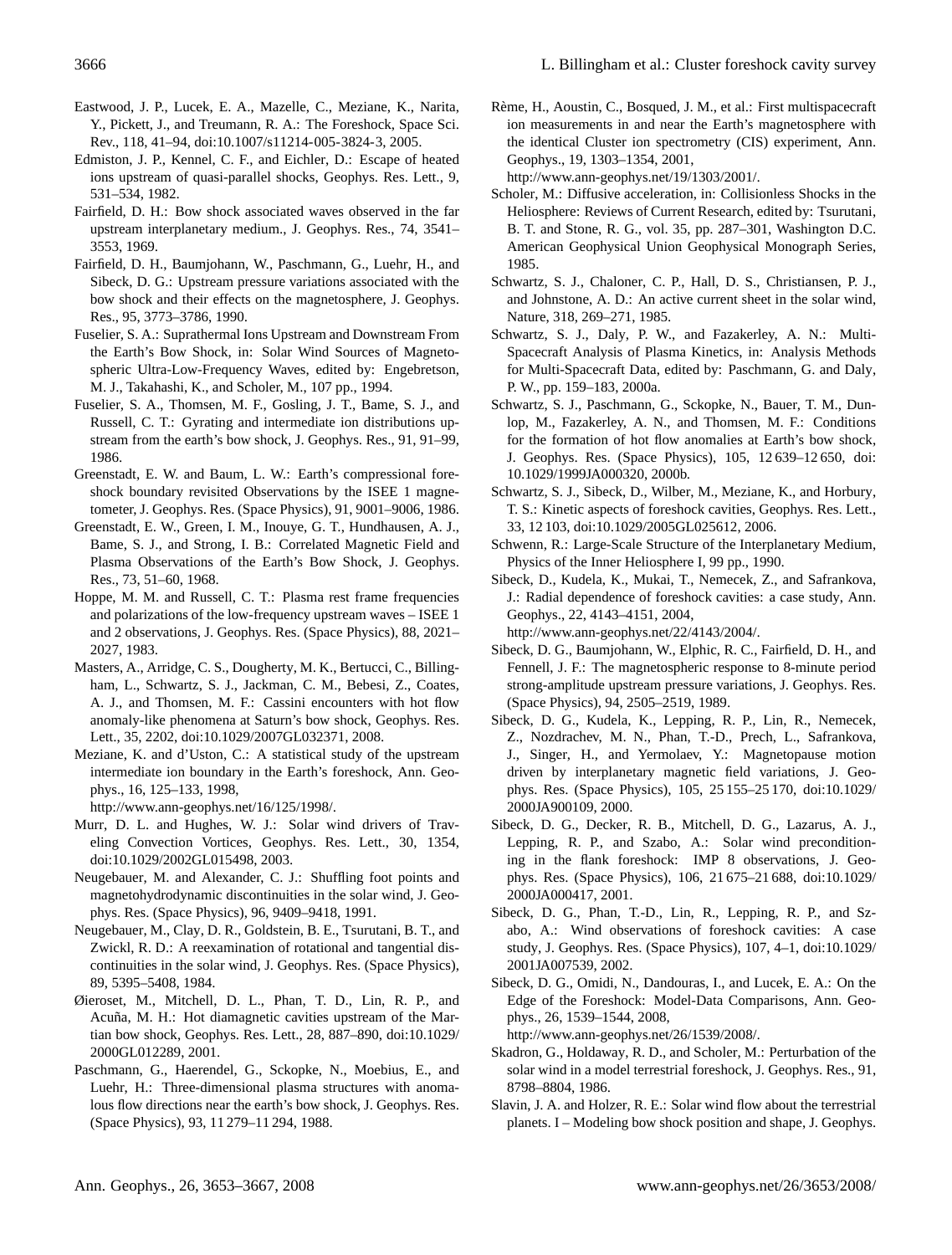Eastwood, J. P., Lucek, E. A., Mazelle, C., Meziane, K., Narita, Y., Pickett, J., and Treumann, R. A.: The Foreshock, Space Sci. Rev., 118, 41–94, doi:10.1007/s11214-005-3824-3, 2005.

Edmiston, J. P., Kennel, C. F., and Eichler, D.: Escape of heated ions upstream of quasi-parallel shocks, Geophys. Res. Lett., 9, 531–534, 1982.

Fairfield, D. H.: Bow shock associated waves observed in the far upstream interplanetary medium., J. Geophys. Res., 74, 3541–3553, 1969.

Fairfield, D. H., Baumjohann, W., Paschmann, G., Luehr, H., and Sibeck, D. G.: Upstream pressure variations associated with the bow shock and their effects on the magnetosphere, J. Geophys. Res., 95, 3773–3786, 1990.

Fuselier, S. A.: Suprathermal Ions Upstream and Downstream From the Earth's Bow Shock, in: Solar Wind Sources of Magnetospheric Ultra-Low-Frequency Waves, edited by: Engebretson, M. J., Takahashi, K., and Scholer, M., 107 pp., 1994.

Fuselier, S. A., Thomsen, M. F., Gosling, J. T., Bame, S. J., and Russell, C. T.: Gyrating and intermediate ion distributions upstream from the earth's bow shock, J. Geophys. Res., 91, 91–99, 1986.

Greenstadt, E. W. and Baum, L. W.: Earth's compressional foreshock boundary revisited Observations by the ISEE 1 magnetometer, J. Geophys. Res. (Space Physics), 91, 9001–9006, 1986.

Greenstadt, E. W., Green, I. M., Inouye, G. T., Hundhausen, A. J., Bame, S. J., and Strong, I. B.: Correlated Magnetic Field and Plasma Observations of the Earth's Bow Shock, J. Geophys. Res., 73, 51–60, 1968.

Hoppe, M. M. and Russell, C. T.: Plasma rest frame frequencies and polarizations of the low-frequency upstream waves – ISEE 1 and 2 observations, J. Geophys. Res. (Space Physics), 88, 2021–2027, 1983.

Masters, A., Arridge, C. S., Dougherty, M. K., Bertucci, C., Billingham, L., Schwartz, S. J., Jackman, C. M., Bebesi, Z., Coates, A. J., and Thomsen, M. F.: Cassini encounters with hot flow anomaly-like phenomena at Saturn's bow shock, Geophys. Res. Lett., 35, 2202, doi:10.1029/2007GL032371, 2008.

Meziane, K. and d'Uston, C.: A statistical study of the upstream intermediate ion boundary in the Earth's foreshock, Ann. Geophys., 16, 125–133, 1998, http://www.ann-geophys.net/16/125/1998/.

Murr, D. L. and Hughes, W. J.: Solar wind drivers of Traveling Convection Vortices, Geophys. Res. Lett., 30, 1354, doi:10.1029/2002GL015498, 2003.

Neugebauer, M. and Alexander, C. J.: Shuffling foot points and magnetohydrodynamic discontinuities in the solar wind, J. Geophys. Res. (Space Physics), 96, 9409–9418, 1991.

Neugebauer, M., Clay, D. R., Goldstein, B. E., Tsurutani, B. T., and Zwickl, R. D.: A reexamination of rotational and tangential discontinuities in the solar wind, J. Geophys. Res. (Space Physics), 89, 5395–5408, 1984.

Øieroset, M., Mitchell, D. L., Phan, T. D., Lin, R. P., and Acuña, M. H.: Hot diamagnetic cavities upstream of the Martian bow shock, Geophys. Res. Lett., 28, 887–890, doi:10.1029/2000GL012289, 2001.

Paschmann, G., Haerendel, G., Sckopke, N., Moebius, E., and Luehr, H.: Three-dimensional plasma structures with anomalous flow directions near the earth's bow shock, J. Geophys. Res. (Space Physics), 93, 11 279–11 294, 1988.

Rème, H., Aoustin, C., Bosqued, J. M., et al.: First multispacecraft ion measurements in and near the Earth's magnetosphere with the identical Cluster ion spectrometry (CIS) experiment, Ann. Geophys., 19, 1303–1354, 2001, http://www.ann-geophys.net/19/1303/2001/.

Scholer, M.: Diffusive acceleration, in: Collisionless Shocks in the Heliosphere: Reviews of Current Research, edited by: Tsurutani, B. T. and Stone, R. G., vol. 35, pp. 287–301, Washington D.C. American Geophysical Union Geophysical Monograph Series, 1985.

Schwartz, S. J., Chaloner, C. P., Hall, D. S., Christiansen, P. J., and Johnstone, A. D.: An active current sheet in the solar wind, Nature, 318, 269–271, 1985.

Schwartz, S. J., Daly, P. W., and Fazakerley, A. N.: Multi-Spacecraft Analysis of Plasma Kinetics, in: Analysis Methods for Multi-Spacecraft Data, edited by: Paschmann, G. and Daly, P. W., pp. 159–183, 2000a.

Schwartz, S. J., Paschmann, G., Sckopke, N., Bauer, T. M., Dunlop, M., Fazakerley, A. N., and Thomsen, M. F.: Conditions for the formation of hot flow anomalies at Earth's bow shock, J. Geophys. Res. (Space Physics), 105, 12 639–12 650, doi: 10.1029/1999JA000320, 2000b.

Schwartz, S. J., Sibeck, D., Wilber, M., Meziane, K., and Horbury, T. S.: Kinetic aspects of foreshock cavities, Geophys. Res. Lett., 33, 12 103, doi:10.1029/2005GL025612, 2006.

Schwenn, R.: Large-Scale Structure of the Interplanetary Medium, Physics of the Inner Heliosphere I, 99 pp., 1990.

Sibeck, D., Kudela, K., Mukai, T., Nemecek, Z., and Safrankova, J.: Radial dependence of foreshock cavities: a case study, Ann. Geophys., 22, 4143–4151, 2004, http://www.ann-geophys.net/22/4143/2004/.

Sibeck, D. G., Baumjohann, W., Elphic, R. C., Fairfield, D. H., and Fennell, J. F.: The magnetospheric response to 8-minute period strong-amplitude upstream pressure variations, J. Geophys. Res. (Space Physics), 94, 2505–2519, 1989.

Sibeck, D. G., Kudela, K., Lepping, R. P., Lin, R., Nemecek, Z., Nozdrachev, M. N., Phan, T.-D., Prech, L., Safrankova, J., Singer, H., and Yermolaev, Y.: Magnetopause motion driven by interplanetary magnetic field variations, J. Geophys. Res. (Space Physics), 105, 25 155–25 170, doi:10.1029/2000JA900109, 2000.

Sibeck, D. G., Decker, R. B., Mitchell, D. G., Lazarus, A. J., Lepping, R. P., and Szabo, A.: Solar wind preconditioning in the flank foreshock: IMP 8 observations, J. Geophys. Res. (Space Physics), 106, 21 675–21 688, doi:10.1029/2000JA000417, 2001.

Sibeck, D. G., Phan, T.-D., Lin, R., Lepping, R. P., and Szabo, A.: Wind observations of foreshock cavities: A case study, J. Geophys. Res. (Space Physics), 107, 4–1, doi:10.1029/2001JA007539, 2002.

Sibeck, D. G., Omidi, N., Dandouras, I., and Lucek, E. A.: On the Edge of the Foreshock: Model-Data Comparisons, Ann. Geophys., 26, 1539–1544, 2008, http://www.ann-geophys.net/26/1539/2008/.

Skadron, G., Holdaway, R. D., and Scholer, M.: Perturbation of the solar wind in a model terrestrial foreshock, J. Geophys. Res., 91, 8798–8804, 1986.

Slavin, J. A. and Holzer, R. E.: Solar wind flow about the terrestrial planets. I – Modeling bow shock position and shape, J. Geophys.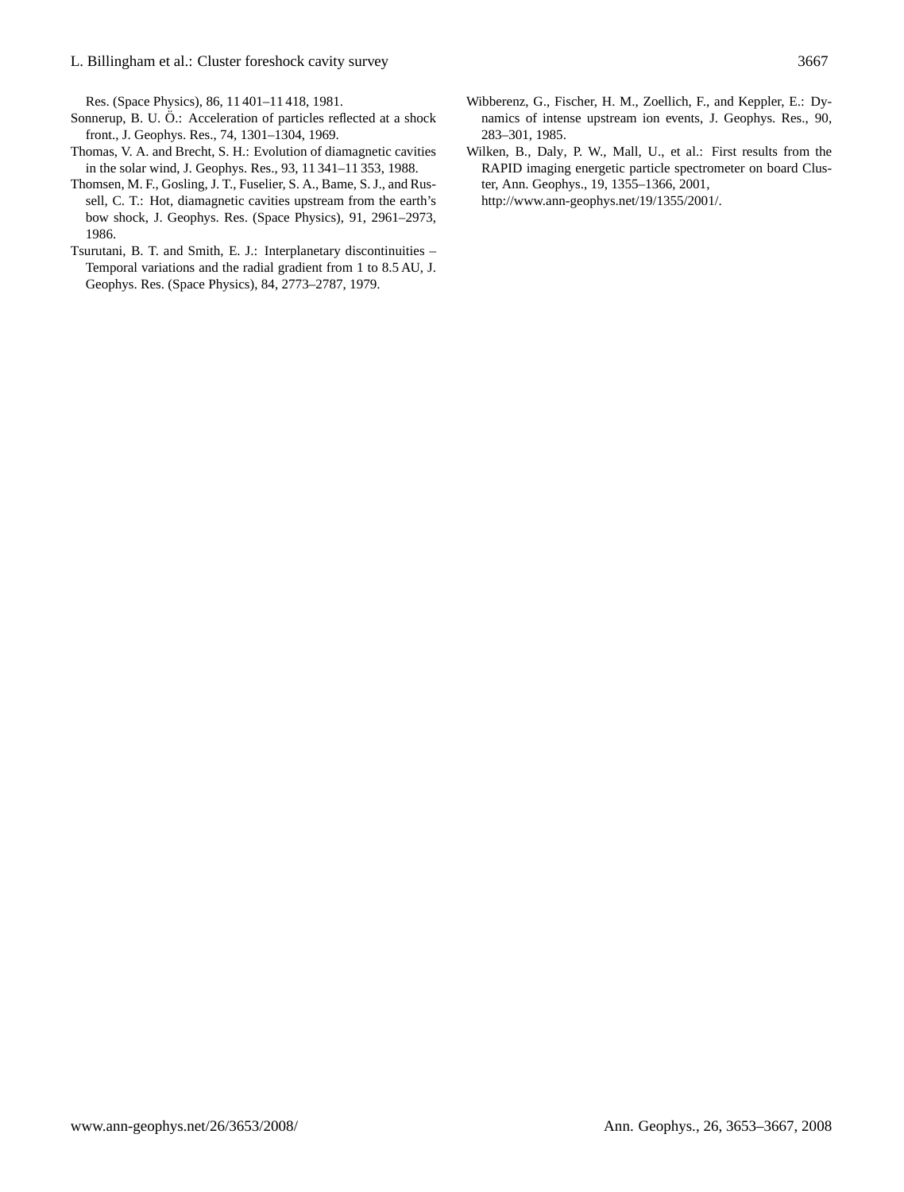Res. (Space Physics), 86, 11 401–11 418, 1981.

Sonnerup, B. U. Ö.: Acceleration of particles reflected at a shock front., J. Geophys. Res., 74, 1301–1304, 1969.

Thomas, V. A. and Brecht, S. H.: Evolution of diamagnetic cavities in the solar wind, J. Geophys. Res., 93, 11 341–11 353, 1988.

Thomsen, M. F., Gosling, J. T., Fuselier, S. A., Bame, S. J., and Russell, C. T.: Hot, diamagnetic cavities upstream from the earth's bow shock, J. Geophys. Res. (Space Physics), 91, 2961–2973, 1986.

Tsurutani, B. T. and Smith, E. J.: Interplanetary discontinuities – Temporal variations and the radial gradient from 1 to 8.5 AU, J. Geophys. Res. (Space Physics), 84, 2773–2787, 1979.

Wibberenz, G., Fischer, H. M., Zoellich, F., and Keppler, E.: Dynamics of intense upstream ion events, J. Geophys. Res., 90, 283–301, 1985.

Wilken, B., Daly, P. W., Mall, U., et al.: First results from the RAPID imaging energetic particle spectrometer on board Cluster, Ann. Geophys., 19, 1355–1366, 2001, http://www.ann-geophys.net/19/1355/2001/.